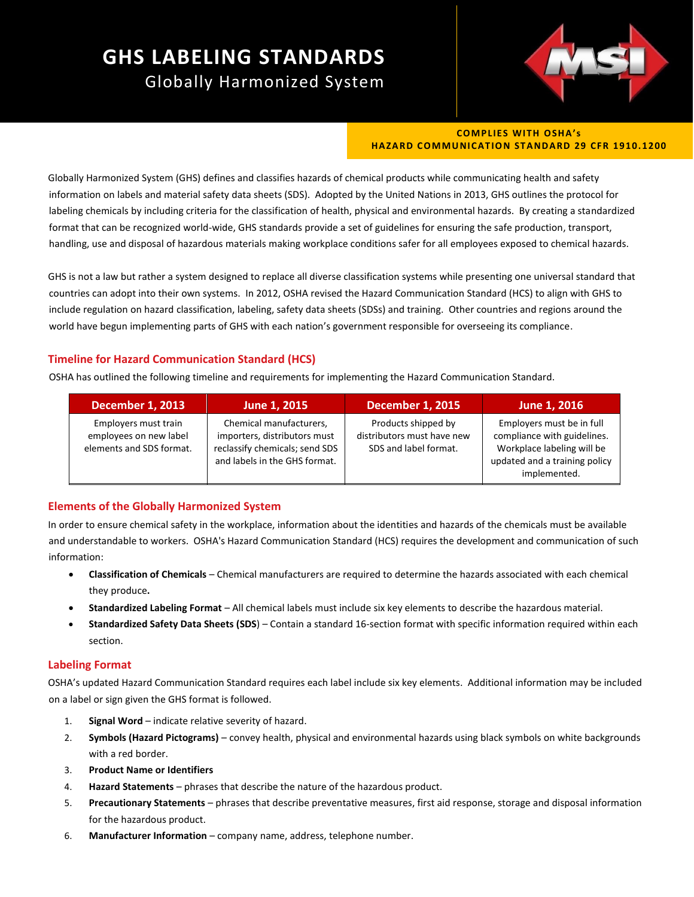# GHS LABELING STANDARDS

## Globally Harmonized System

**COMPLIES WITH OSHA's HAZARD COMMUNICATION STANDARD 29 CFR 1910.1200**

Globally Harmonized System (GHS) defines and classifies hazards of chemical products while communicating health and safety information on labels and material safety data sheets (SDS). Adopted by the United Nations in 2013, GHS outlines the protocol for labeling chemicals by including criteria for the classification of health, physical and environmental hazards. By creating a standardized format that can be recognized world-wide, GHS standards provide a set of guidelines for ensuring the safe production, transport, handling, use and disposal of hazardous materials making workplace conditions safer for all employees exposed to chemical hazards.

GHS is not a law but rather a system designed to replace all diverse classification systems while presenting one universal standard that countries can adopt into their own systems. In 2012, OSHA revised the Hazard Communication Standard (HCS) to align with GHS to include regulation on hazard classification, labeling, safety data sheets (SDSs) and training. Other countries and regions around the world have begun implementing parts of GHS with each nation's government responsible for overseeing its compliance.

### Timeline for Hazard Communication Standard (HCS)

OSHA has outlined the following timeline and requirements for implementing the Hazard Communication Standard.

| December 1, 2013 | June 1, 2015 | December 1, 2015 | June 1, 2016 |
|---|---|---|---|
| Employers must train employees on new label elements and SDS format. | Chemical manufacturers, importers, distributors must reclassify chemicals; send SDS and labels in the GHS format. | Products shipped by distributors must have new SDS and label format. | Employers must be in full compliance with guidelines. Workplace labeling will be updated and a training policy implemented. |

### Elements of the Globally Harmonized System

In order to ensure chemical safety in the workplace, information about the identities and hazards of the chemicals must be available and understandable to workers. OSHA's Hazard Communication Standard (HCS) requires the development and communication of such information:

- **Classification of Chemicals** – Chemical manufacturers are required to determine the hazards associated with each chemical they produce**.**
- **Standardized Labeling Format** – All chemical labels must include six key elements to describe the hazardous material.
- **Standardized Safety Data Sheets (SDS**) – Contain a standard 16-section format with specific information required within each section.

### Labeling Format

OSHA's updated Hazard Communication Standard requires each label include six key elements. Additional information may be included on a label or sign given the GHS format is followed.

1. **Signal Word** – indicate relative severity of hazard.
2. **Symbols (Hazard Pictograms)** – convey health, physical and environmental hazards using black symbols on white backgrounds with a red border.
3. **Product Name or Identifiers**
4. **Hazard Statements** – phrases that describe the nature of the hazardous product.
5. **Precautionary Statements** – phrases that describe preventative measures, first aid response, storage and disposal information for the hazardous product.
6. **Manufacturer Information** – company name, address, telephone number.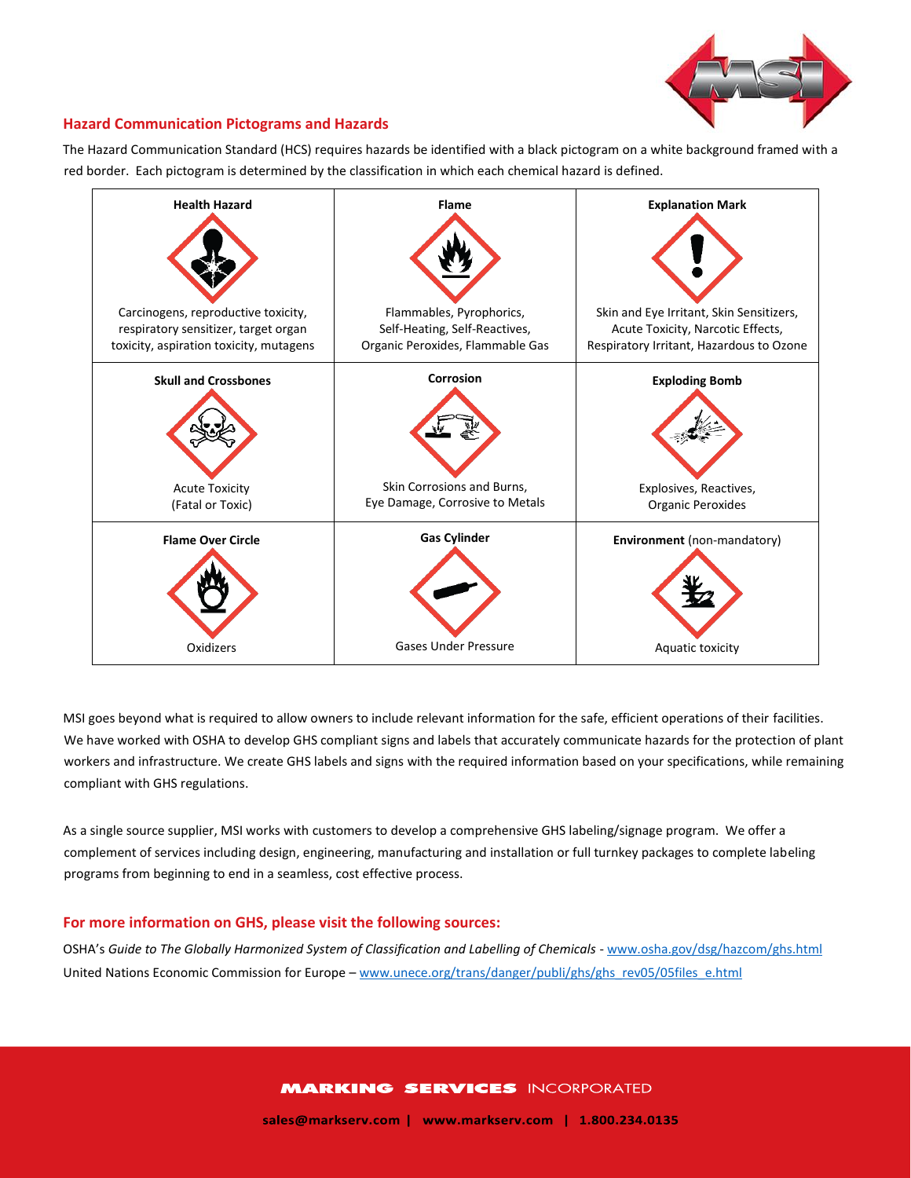## Hazard Communication Pictograms and Hazards

The Hazard Communication Standard (HCS) requires hazards be identified with a black pictogram on a white background framed with a red border. Each pictogram is determined by the classification in which each chemical hazard is defined.

| | | |
|---|---|---|
| **Health Hazard**<br><br>Carcinogens, reproductive toxicity, respiratory sensitizer, target organ toxicity, aspiration toxicity, mutagens | **Flame**<br><br>Flammables, Pyrophorics, Self-Heating, Self-Reactives, Organic Peroxides, Flammable Gas | **Explanation Mark**<br><br>Skin and Eye Irritant, Skin Sensitizers, Acute Toxicity, Narcotic Effects, Respiratory Irritant, Hazardous to Ozone |
| **Skull and Crossbones**<br><br>Acute Toxicity (Fatal or Toxic) | **Corrosion**<br><br>Skin Corrosions and Burns, Eye Damage, Corrosive to Metals | **Exploding Bomb**<br><br>Explosives, Reactives, Organic Peroxides |
| **Flame Over Circle**<br><br>Oxidizers | **Gas Cylinder**<br><br>Gases Under Pressure | **Environment** (non-mandatory)<br><br>Aquatic toxicity |

MSI goes beyond what is required to allow owners to include relevant information for the safe, efficient operations of their facilities. We have worked with OSHA to develop GHS compliant signs and labels that accurately communicate hazards for the protection of plant workers and infrastructure. We create GHS labels and signs with the required information based on your specifications, while remaining compliant with GHS regulations.

As a single source supplier, MSI works with customers to develop a comprehensive GHS labeling/signage program. We offer a complement of services including design, engineering, manufacturing and installation or full turnkey packages to complete labeling programs from beginning to end in a seamless, cost effective process.

## For more information on GHS, please visit the following sources:

OSHA's *Guide to The Globally Harmonized System of Classification and Labelling of Chemicals* - www.osha.gov/dsg/hazcom/ghs.html
United Nations Economic Commission for Europe – www.unece.org/trans/danger/publi/ghs/ghs_rev05/05files_e.html